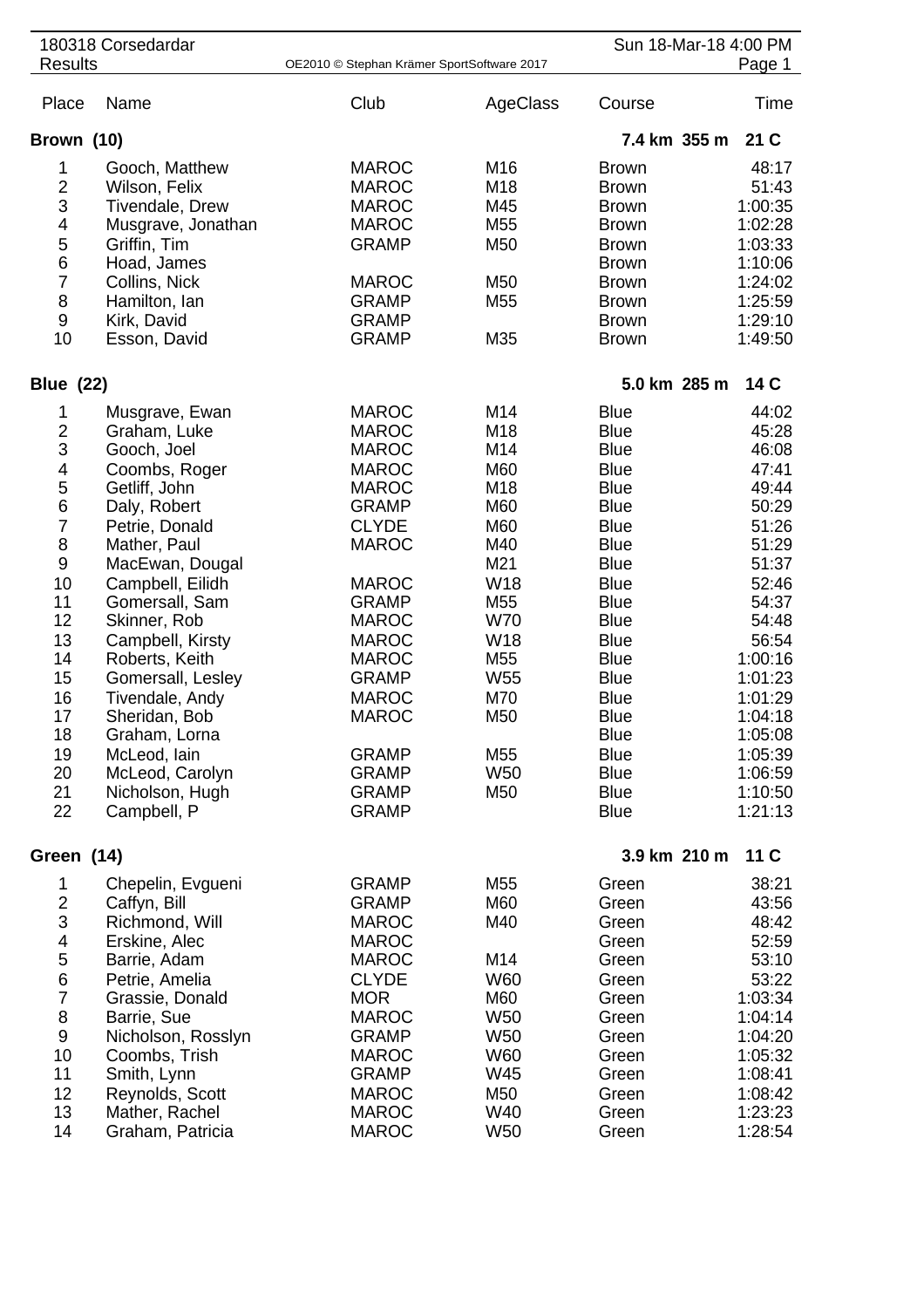180318 Corsedardar
Results

OE2010 © Stephan Krämer SportSoftware 2017

Sun 18-Mar-18 4:00 PM

| Place | Name | Club | AgeClass | Course | Time |
|---|---|---|---|---|---|
| **Brown (10)** | | | | **7.4 km 355 m** | **21 C** |
| 1 | Gooch, Matthew | MAROC | M16 | Brown | 48:17 |
| 2 | Wilson, Felix | MAROC | M18 | Brown | 51:43 |
| 3 | Tivendale, Drew | MAROC | M45 | Brown | 1:00:35 |
| 4 | Musgrave, Jonathan | MAROC | M55 | Brown | 1:02:28 |
| 5 | Griffin, Tim | GRAMP | M50 | Brown | 1:03:33 |
| 6 | Hoad, James | | | Brown | 1:10:06 |
| 7 | Collins, Nick | MAROC | M50 | Brown | 1:24:02 |
| 8 | Hamilton, Ian | GRAMP | M55 | Brown | 1:25:59 |
| 9 | Kirk, David | GRAMP | | Brown | 1:29:10 |
| 10 | Esson, David | GRAMP | M35 | Brown | 1:49:50 |
| **Blue (22)** | | | | **5.0 km 285 m** | **14 C** |
| 1 | Musgrave, Ewan | MAROC | M14 | Blue | 44:02 |
| 2 | Graham, Luke | MAROC | M18 | Blue | 45:28 |
| 3 | Gooch, Joel | MAROC | M14 | Blue | 46:08 |
| 4 | Coombs, Roger | MAROC | M60 | Blue | 47:41 |
| 5 | Getliff, John | MAROC | M18 | Blue | 49:44 |
| 6 | Daly, Robert | GRAMP | M60 | Blue | 50:29 |
| 7 | Petrie, Donald | CLYDE | M60 | Blue | 51:26 |
| 8 | Mather, Paul | MAROC | M40 | Blue | 51:29 |
| 9 | MacEwan, Dougal | | M21 | Blue | 51:37 |
| 10 | Campbell, Eilidh | MAROC | W18 | Blue | 52:46 |
| 11 | Gomersall, Sam | GRAMP | M55 | Blue | 54:37 |
| 12 | Skinner, Rob | MAROC | W70 | Blue | 54:48 |
| 13 | Campbell, Kirsty | MAROC | W18 | Blue | 56:54 |
| 14 | Roberts, Keith | MAROC | M55 | Blue | 1:00:16 |
| 15 | Gomersall, Lesley | GRAMP | W55 | Blue | 1:01:23 |
| 16 | Tivendale, Andy | MAROC | M70 | Blue | 1:01:29 |
| 17 | Sheridan, Bob | MAROC | M50 | Blue | 1:04:18 |
| 18 | Graham, Lorna | | | Blue | 1:05:08 |
| 19 | McLeod, Iain | GRAMP | M55 | Blue | 1:05:39 |
| 20 | McLeod, Carolyn | GRAMP | W50 | Blue | 1:06:59 |
| 21 | Nicholson, Hugh | GRAMP | M50 | Blue | 1:10:50 |
| 22 | Campbell, P | GRAMP | | Blue | 1:21:13 |
| **Green (14)** | | | | **3.9 km 210 m** | **11 C** |
| 1 | Chepelin, Evgueni | GRAMP | M55 | Green | 38:21 |
| 2 | Caffyn, Bill | GRAMP | M60 | Green | 43:56 |
| 3 | Richmond, Will | MAROC | M40 | Green | 48:42 |
| 4 | Erskine, Alec | MAROC | | Green | 52:59 |
| 5 | Barrie, Adam | MAROC | M14 | Green | 53:10 |
| 6 | Petrie, Amelia | CLYDE | W60 | Green | 53:22 |
| 7 | Grassie, Donald | MOR | M60 | Green | 1:03:34 |
| 8 | Barrie, Sue | MAROC | W50 | Green | 1:04:14 |
| 9 | Nicholson, Rosslyn | GRAMP | W50 | Green | 1:04:20 |
| 10 | Coombs, Trish | MAROC | W60 | Green | 1:05:32 |
| 11 | Smith, Lynn | GRAMP | W45 | Green | 1:08:41 |
| 12 | Reynolds, Scott | MAROC | M50 | Green | 1:08:42 |
| 13 | Mather, Rachel | MAROC | W40 | Green | 1:23:23 |
| 14 | Graham, Patricia | MAROC | W50 | Green | 1:28:54 |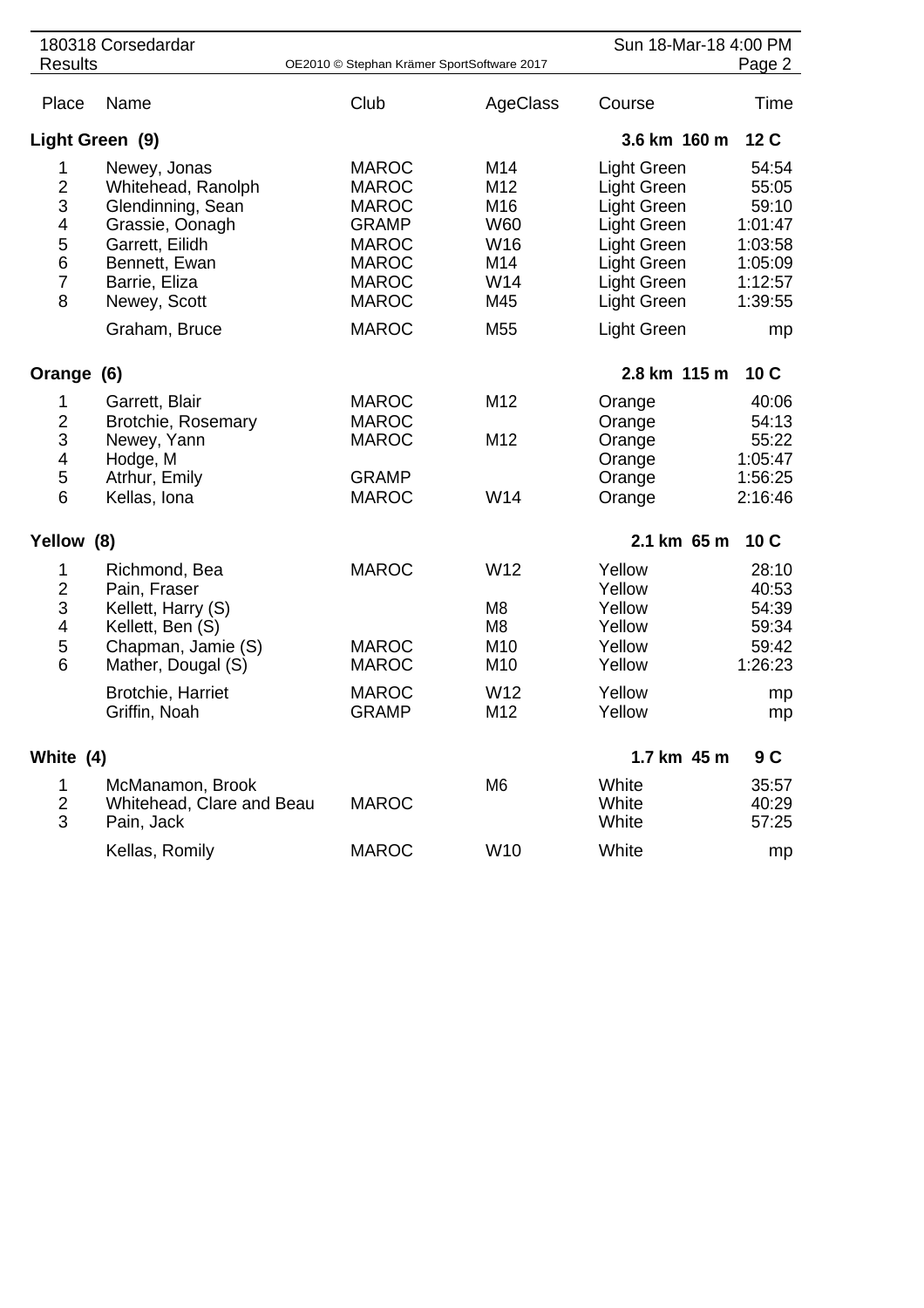| Place | Name | Club | AgeClass | Course | Time |
|---|---|---|---|---|---|
| **Light Green (9)** | | | | **3.6 km 160 m** | **12 C** |
| 1 | Newey, Jonas | MAROC | M14 | Light Green | 54:54 |
| 2 | Whitehead, Ranolph | MAROC | M12 | Light Green | 55:05 |
| 3 | Glendinning, Sean | MAROC | M16 | Light Green | 59:10 |
| 4 | Grassie, Oonagh | GRAMP | W60 | Light Green | 1:01:47 |
| 5 | Garrett, Eilidh | MAROC | W16 | Light Green | 1:03:58 |
| 6 | Bennett, Ewan | MAROC | M14 | Light Green | 1:05:09 |
| 7 | Barrie, Eliza | MAROC | W14 | Light Green | 1:12:57 |
| 8 | Newey, Scott | MAROC | M45 | Light Green | 1:39:55 |
| | Graham, Bruce | MAROC | M55 | Light Green | mp |
| **Orange (6)** | | | | **2.8 km 115 m** | **10 C** |
| 1 | Garrett, Blair | MAROC | M12 | Orange | 40:06 |
| 2 | Brotchie, Rosemary | MAROC | | Orange | 54:13 |
| 3 | Newey, Yann | MAROC | M12 | Orange | 55:22 |
| 4 | Hodge, M | | | Orange | 1:05:47 |
| 5 | Atrhur, Emily | GRAMP | | Orange | 1:56:25 |
| 6 | Kellas, Iona | MAROC | W14 | Orange | 2:16:46 |
| **Yellow (8)** | | | | **2.1 km 65 m** | **10 C** |
| 1 | Richmond, Bea | MAROC | W12 | Yellow | 28:10 |
| 2 | Pain, Fraser | | | Yellow | 40:53 |
| 3 | Kellett, Harry (S) | | M8 | Yellow | 54:39 |
| 4 | Kellett, Ben (S) | | M8 | Yellow | 59:34 |
| 5 | Chapman, Jamie (S) | MAROC | M10 | Yellow | 59:42 |
| 6 | Mather, Dougal (S) | MAROC | M10 | Yellow | 1:26:23 |
| | Brotchie, Harriet | MAROC | W12 | Yellow | mp |
| | Griffin, Noah | GRAMP | M12 | Yellow | mp |
| **White (4)** | | | | **1.7 km 45 m** | **9 C** |
| 1 | McManamon, Brook | | M6 | White | 35:57 |
| 2 | Whitehead, Clare and Beau | MAROC | | White | 40:29 |
| 3 | Pain, Jack | | | White | 57:25 |
| | Kellas, Romily | MAROC | W10 | White | mp |